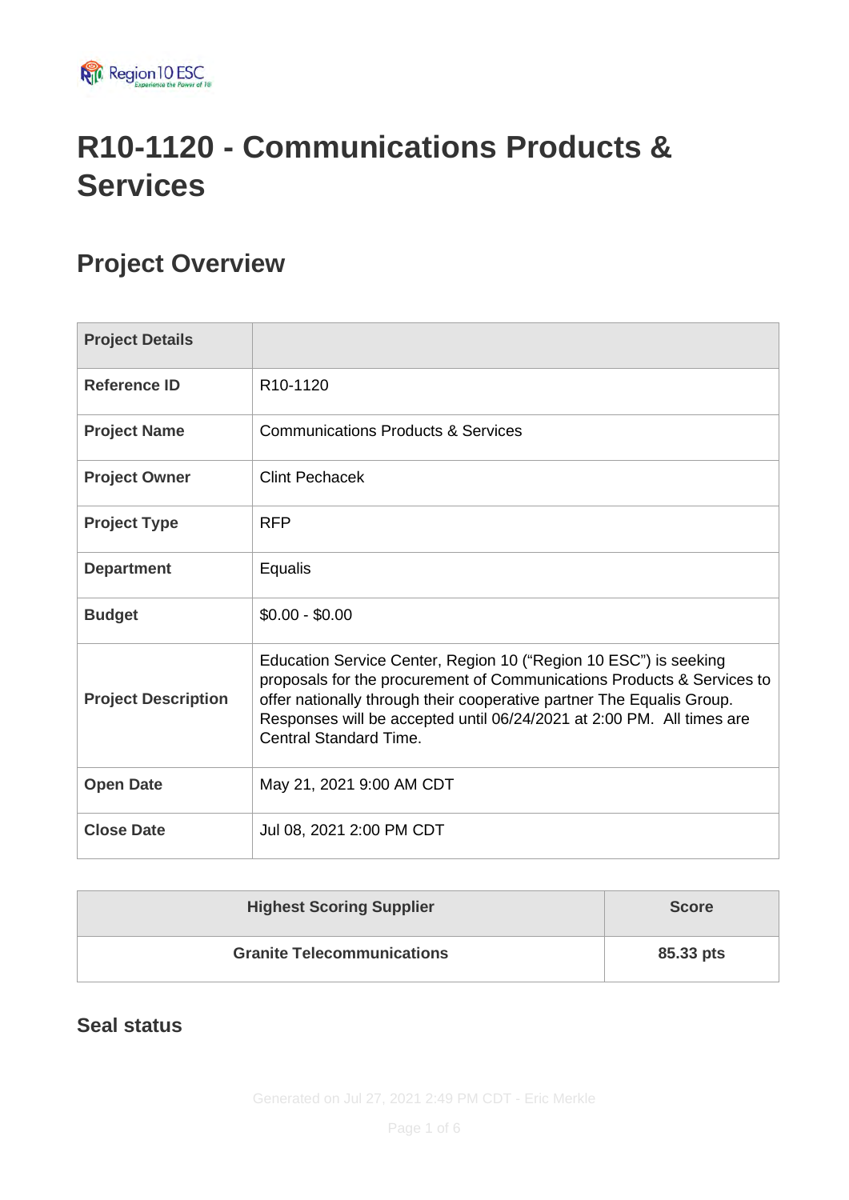# R10-1120 - Communications Products & Services

## Project Overview

| Project Details | |
|---|---|
| **Reference ID** | R10-1120 |
| **Project Name** | Communications Products & Services |
| **Project Owner** | Clint Pechacek |
| **Project Type** | RFP |
| **Department** | Equalis |
| **Budget** | $0.00 - $0.00 |
| **Project Description** | Education Service Center, Region 10 ("Region 10 ESC") is seeking proposals for the procurement of Communications Products & Services to offer nationally through their cooperative partner The Equalis Group. Responses will be accepted until 06/24/2021 at 2:00 PM. All times are Central Standard Time. |
| **Open Date** | May 21, 2021 9:00 AM CDT |
| **Close Date** | Jul 08, 2021 2:00 PM CDT |

| Highest Scoring Supplier | Score |
|---|---|
| **Granite Telecommunications** | **85.33 pts** |

### Seal status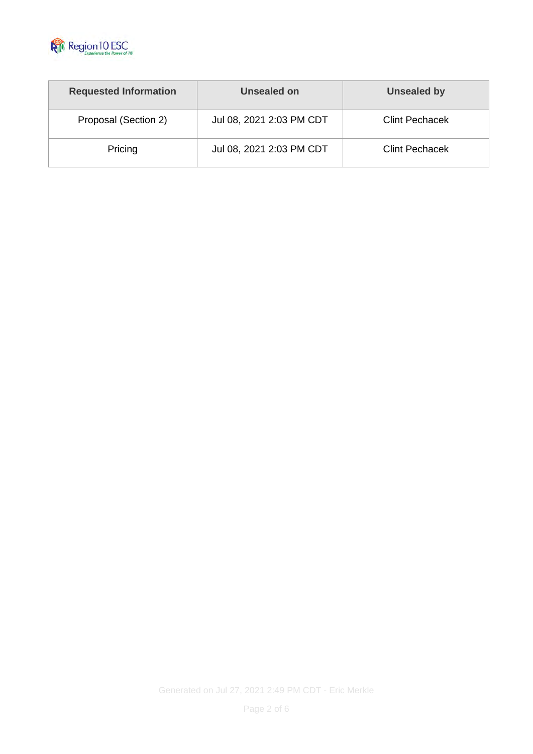| Requested Information | Unsealed on | Unsealed by |
| --- | --- | --- |
| Proposal (Section 2) | Jul 08, 2021 2:03 PM CDT | Clint Pechacek |
| Pricing | Jul 08, 2021 2:03 PM CDT | Clint Pechacek |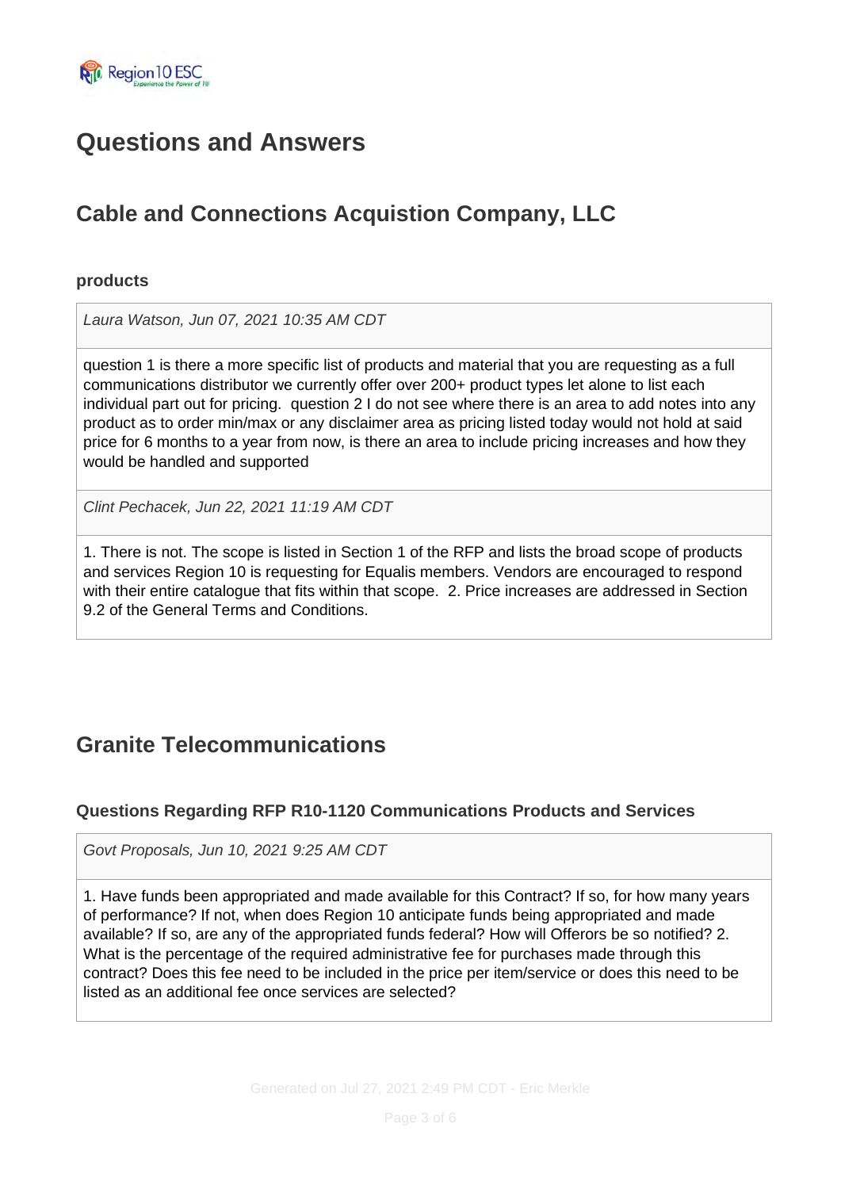# Questions and Answers

## Cable and Connections Acquistion Company, LLC

### products

*Laura Watson, Jun 07, 2021 10:35 AM CDT*

question 1 is there a more specific list of products and material that you are requesting as a full communications distributor we currently offer over 200+ product types let alone to list each individual part out for pricing. question 2 I do not see where there is an area to add notes into any product as to order min/max or any disclaimer area as pricing listed today would not hold at said price for 6 months to a year from now, is there an area to include pricing increases and how they would be handled and supported

*Clint Pechacek, Jun 22, 2021 11:19 AM CDT*

1. There is not. The scope is listed in Section 1 of the RFP and lists the broad scope of products and services Region 10 is requesting for Equalis members. Vendors are encouraged to respond with their entire catalogue that fits within that scope. 2. Price increases are addressed in Section 9.2 of the General Terms and Conditions.

## Granite Telecommunications

### Questions Regarding RFP R10-1120 Communications Products and Services

*Govt Proposals, Jun 10, 2021 9:25 AM CDT*

1. Have funds been appropriated and made available for this Contract? If so, for how many years of performance? If not, when does Region 10 anticipate funds being appropriated and made available? If so, are any of the appropriated funds federal? How will Offerors be so notified? 2. What is the percentage of the required administrative fee for purchases made through this contract? Does this fee need to be included in the price per item/service or does this need to be listed as an additional fee once services are selected?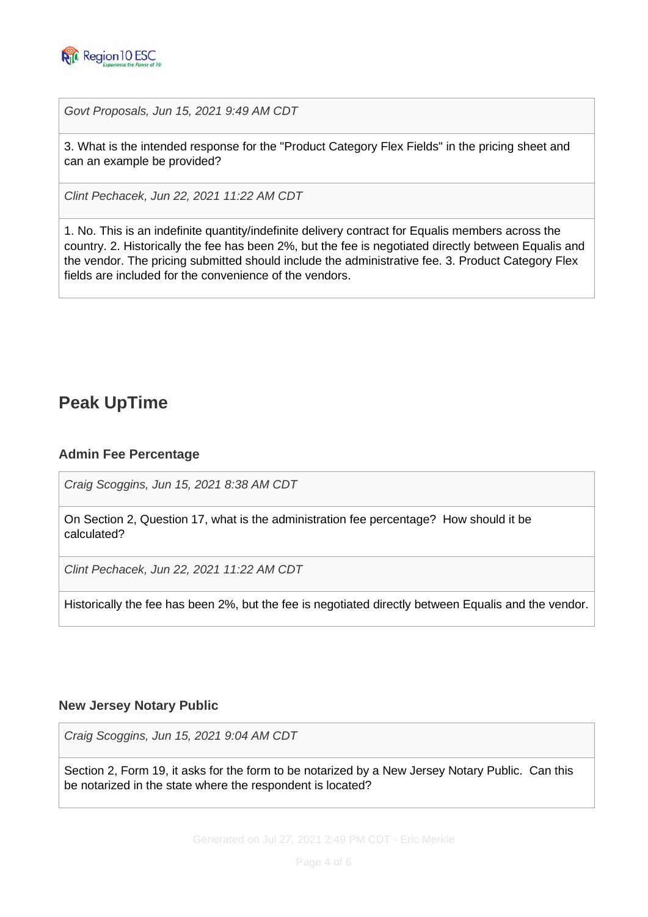*Govt Proposals, Jun 15, 2021 9:49 AM CDT*

3. What is the intended response for the "Product Category Flex Fields" in the pricing sheet and can an example be provided?

*Clint Pechacek, Jun 22, 2021 11:22 AM CDT*

1. No. This is an indefinite quantity/indefinite delivery contract for Equalis members across the country. 2. Historically the fee has been 2%, but the fee is negotiated directly between Equalis and the vendor. The pricing submitted should include the administrative fee. 3. Product Category Flex fields are included for the convenience of the vendors.

## Peak UpTime

### Admin Fee Percentage

*Craig Scoggins, Jun 15, 2021 8:38 AM CDT*

On Section 2, Question 17, what is the administration fee percentage? How should it be calculated?

*Clint Pechacek, Jun 22, 2021 11:22 AM CDT*

Historically the fee has been 2%, but the fee is negotiated directly between Equalis and the vendor.

### New Jersey Notary Public

*Craig Scoggins, Jun 15, 2021 9:04 AM CDT*

Section 2, Form 19, it asks for the form to be notarized by a New Jersey Notary Public. Can this be notarized in the state where the respondent is located?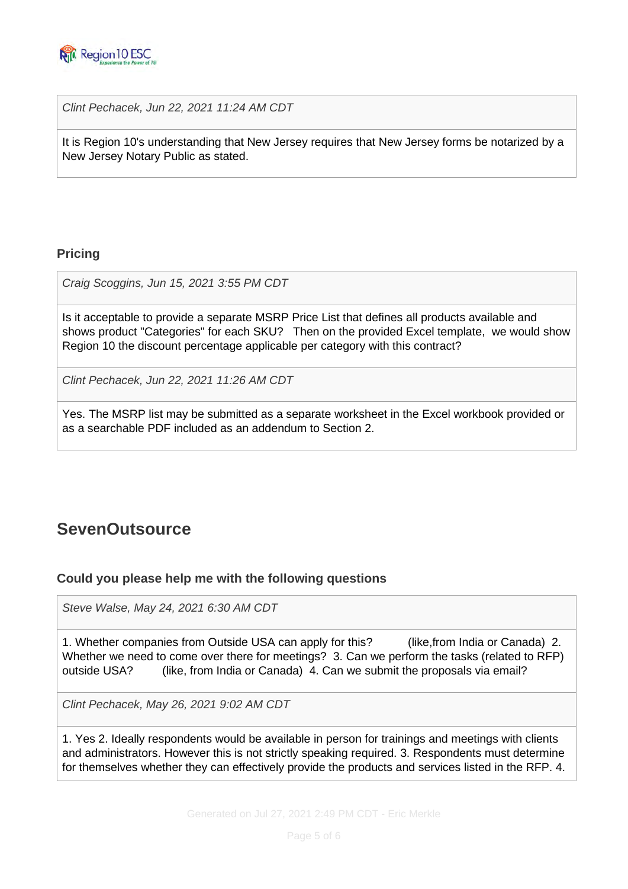*Clint Pechacek, Jun 22, 2021 11:24 AM CDT*

It is Region 10's understanding that New Jersey requires that New Jersey forms be notarized by a New Jersey Notary Public as stated.

### Pricing

*Craig Scoggins, Jun 15, 2021 3:55 PM CDT*

Is it acceptable to provide a separate MSRP Price List that defines all products available and shows product "Categories" for each SKU? Then on the provided Excel template, we would show Region 10 the discount percentage applicable per category with this contract?

*Clint Pechacek, Jun 22, 2021 11:26 AM CDT*

Yes. The MSRP list may be submitted as a separate worksheet in the Excel workbook provided or as a searchable PDF included as an addendum to Section 2.

## SevenOutsource

### Could you please help me with the following questions

*Steve Walse, May 24, 2021 6:30 AM CDT*

1. Whether companies from Outside USA can apply for this? (like,from India or Canada) 2. Whether we need to come over there for meetings? 3. Can we perform the tasks (related to RFP) outside USA? (like, from India or Canada) 4. Can we submit the proposals via email?

*Clint Pechacek, May 26, 2021 9:02 AM CDT*

1. Yes 2. Ideally respondents would be available in person for trainings and meetings with clients and administrators. However this is not strictly speaking required. 3. Respondents must determine for themselves whether they can effectively provide the products and services listed in the RFP. 4.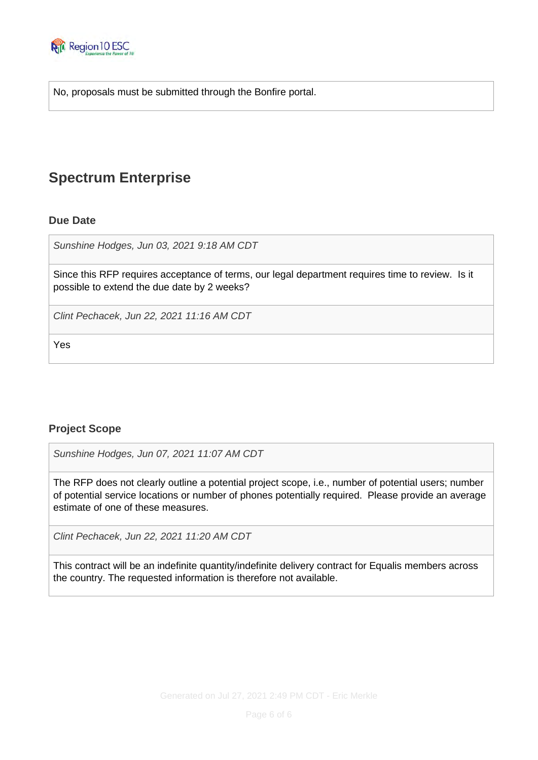No, proposals must be submitted through the Bonfire portal.

## Spectrum Enterprise

### Due Date

*Sunshine Hodges, Jun 03, 2021 9:18 AM CDT*

Since this RFP requires acceptance of terms, our legal department requires time to review. Is it possible to extend the due date by 2 weeks?

*Clint Pechacek, Jun 22, 2021 11:16 AM CDT*

Yes

### Project Scope

*Sunshine Hodges, Jun 07, 2021 11:07 AM CDT*

The RFP does not clearly outline a potential project scope, i.e., number of potential users; number of potential service locations or number of phones potentially required. Please provide an average estimate of one of these measures.

*Clint Pechacek, Jun 22, 2021 11:20 AM CDT*

This contract will be an indefinite quantity/indefinite delivery contract for Equalis members across the country. The requested information is therefore not available.